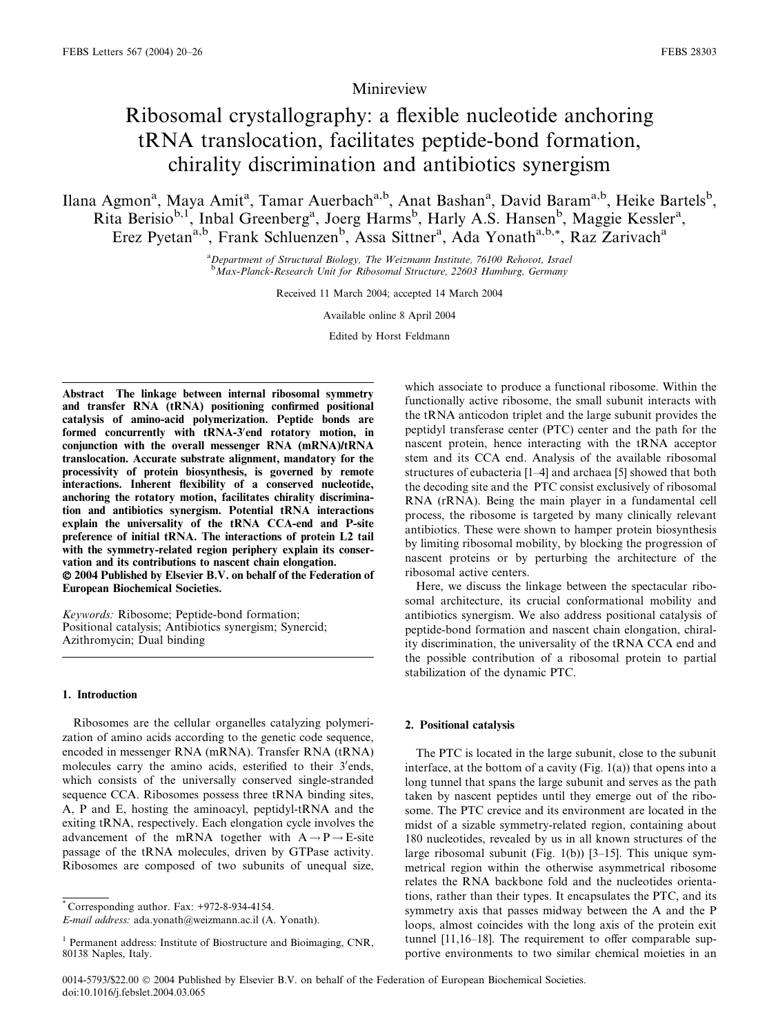Minireview

# Ribosomal crystallography: a flexible nucleotide anchoring tRNA translocation, facilitates peptide-bond formation, chirality discrimination and antibiotics synergism

Ilana Agmon[a], Maya Amit[a], Tamar Auerbach[a,b], Anat Bashan[a], David Baram[a,b], Heike Bartels[b], Rita Berisio[b,1], Inbal Greenberg[a], Joerg Harms[b], Harly A.S. Hansen[b], Maggie Kessler[a], Erez Pyetan[a,b], Frank Schluenzen[b], Assa Sittner[a], Ada Yonath[a,b,*], Raz Zarivach[a]

[a]Department of Structural Biology, The Weizmann Institute, 76100 Rehovot, Israel
[b]Max-Planck-Research Unit for Ribosomal Structure, 22603 Hamburg, Germany

Received 11 March 2004; accepted 14 March 2004

Available online 8 April 2004

Edited by Horst Feldmann

**Abstract** The linkage between internal ribosomal symmetry and transfer RNA (tRNA) positioning confirmed positional catalysis of amino-acid polymerization. Peptide bonds are formed concurrently with tRNA-3′end rotatory motion, in conjunction with the overall messenger RNA (mRNA)/tRNA translocation. Accurate substrate alignment, mandatory for the processivity of protein biosynthesis, is governed by remote interactions. Inherent flexibility of a conserved nucleotide, anchoring the rotatory motion, facilitates chirality discrimination and antibiotics synergism. Potential tRNA interactions explain the universality of the tRNA CCA-end and P-site preference of initial tRNA. The interactions of protein L2 tail with the symmetry-related region periphery explain its conservation and its contributions to nascent chain elongation.
**© 2004 Published by Elsevier B.V. on behalf of the Federation of European Biochemical Societies.**

*Keywords:* Ribosome; Peptide-bond formation; Positional catalysis; Antibiotics synergism; Synercid; Azithromycin; Dual binding

## 1. Introduction

Ribosomes are the cellular organelles catalyzing polymerization of amino acids according to the genetic code sequence, encoded in messenger RNA (mRNA). Transfer RNA (tRNA) molecules carry the amino acids, esterified to their 3′ends, which consists of the universally conserved single-stranded sequence CCA. Ribosomes possess three tRNA binding sites, A, P and E, hosting the aminoacyl, peptidyl-tRNA and the exiting tRNA, respectively. Each elongation cycle involves the advancement of the mRNA together with $A \rightarrow P \rightarrow E$-site passage of the tRNA molecules, driven by GTPase activity. Ribosomes are composed of two subunits of unequal size, which associate to produce a functional ribosome. Within the functionally active ribosome, the small subunit interacts with the tRNA anticodon triplet and the large subunit provides the peptidyl transferase center (PTC) center and the path for the nascent protein, hence interacting with the tRNA acceptor stem and its CCA end. Analysis of the available ribosomal structures of eubacteria [1–4] and archaea [5] showed that both the decoding site and the PTC consist exclusively of ribosomal RNA (rRNA). Being the main player in a fundamental cell process, the ribosome is targeted by many clinically relevant antibiotics. These were shown to hamper protein biosynthesis by limiting ribosomal mobility, by blocking the progression of nascent proteins or by perturbing the architecture of the ribosomal active centers.

Here, we discuss the linkage between the spectacular ribosomal architecture, its crucial conformational mobility and antibiotics synergism. We also address positional catalysis of peptide-bond formation and nascent chain elongation, chirality discrimination, the universality of the tRNA CCA end and the possible contribution of a ribosomal protein to partial stabilization of the dynamic PTC.

## 2. Positional catalysis

The PTC is located in the large subunit, close to the subunit interface, at the bottom of a cavity (Fig. 1(a)) that opens into a long tunnel that spans the large subunit and serves as the path taken by nascent peptides until they emerge out of the ribosome. The PTC crevice and its environment are located in the midst of a sizable symmetry-related region, containing about 180 nucleotides, revealed by us in all known structures of the large ribosomal subunit (Fig. 1(b)) [3–15]. This unique symmetrical region within the otherwise asymmetrical ribosome relates the RNA backbone fold and the nucleotides orientations, rather than their types. It encapsulates the PTC, and its symmetry axis that passes midway between the A and the P loops, almost coincides with the long axis of the protein exit tunnel [11,16–18]. The requirement to offer comparable supportive environments to two similar chemical moieties in an

---

* Corresponding author. Fax: +972-8-934-4154.
*E-mail address:* ada.yonath@weizmann.ac.il (A. Yonath).

[1] Permanent address: Institute of Biostructure and Bioimaging, CNR, 80138 Naples, Italy.

0014-5793/$22.00 © 2004 Published by Elsevier B.V. on behalf of the Federation of European Biochemical Societies.
doi:10.1016/j.febslet.2004.03.065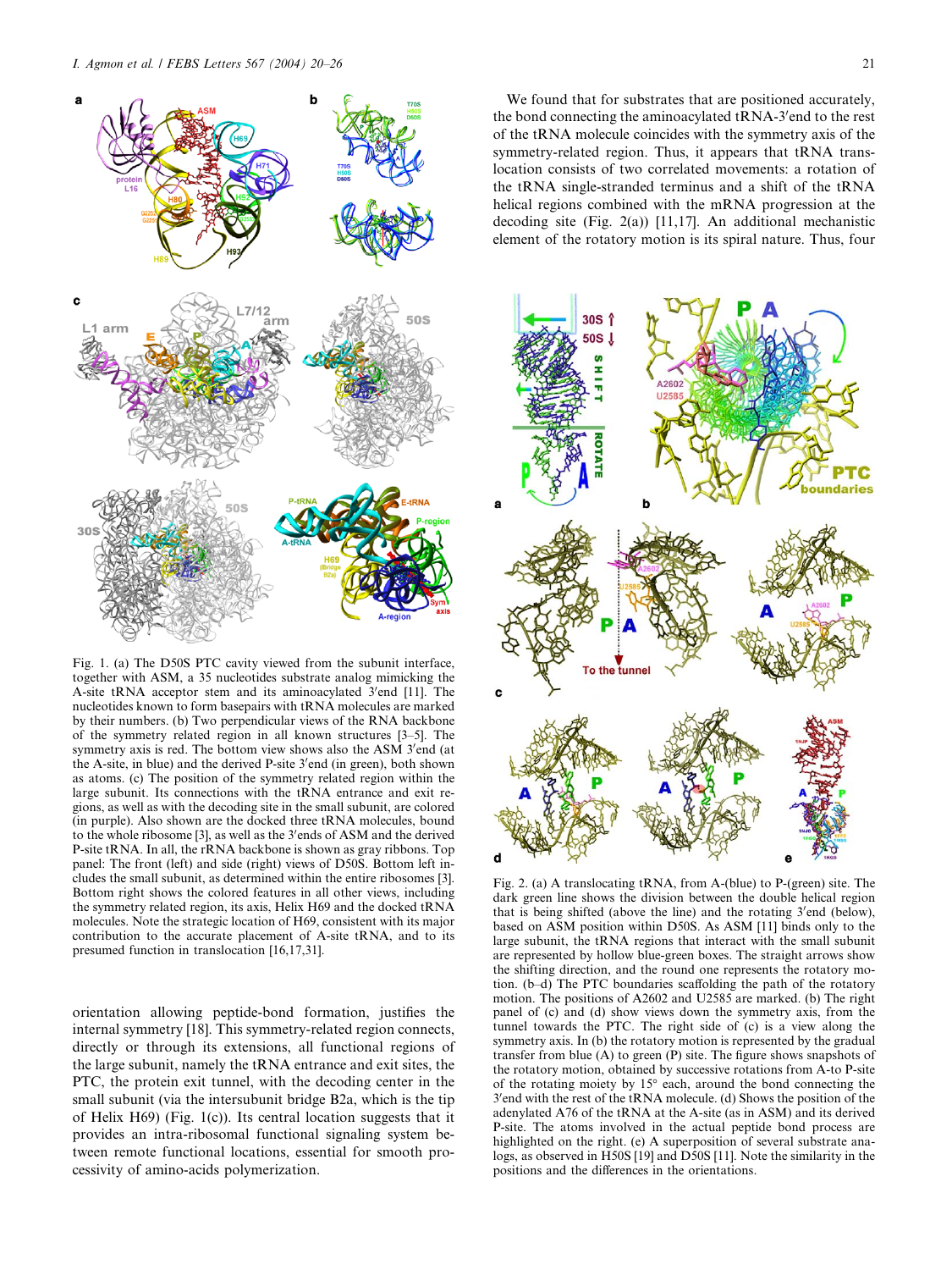Fig. 1. (a) The D50S PTC cavity viewed from the subunit interface, together with ASM, a 35 nucleotides substrate analog mimicking the A-site tRNA acceptor stem and its aminoacylated 3′end [11]. The nucleotides known to form basepairs with tRNA molecules are marked by their numbers. (b) Two perpendicular views of the RNA backbone of the symmetry related region in all known structures [3–5]. The symmetry axis is red. The bottom view shows also the ASM 3′end (at the A-site, in blue) and the derived P-site 3′end (in green), both shown as atoms. (c) The position of the symmetry related region within the large subunit. Its connections with the tRNA entrance and exit regions, as well as with the decoding site in the small subunit, are colored (in purple). Also shown are the docked three tRNA molecules, bound to the whole ribosome [3], as well as the 3′ends of ASM and the derived P-site tRNA. In all, the rRNA backbone is shown as gray ribbons. Top panel: The front (left) and side (right) views of D50S. Bottom left includes the small subunit, as determined within the entire ribosomes [3]. Bottom right shows the colored features in all other views, including the symmetry related region, its axis, Helix H69 and the docked tRNA molecules. Note the strategic location of H69, consistent with its major contribution to the accurate placement of A-site tRNA, and to its presumed function in translocation [16,17,31].

orientation allowing peptide-bond formation, justifies the internal symmetry [18]. This symmetry-related region connects, directly or through its extensions, all functional regions of the large subunit, namely the tRNA entrance and exit sites, the PTC, the protein exit tunnel, with the decoding center in the small subunit (via the intersubunit bridge B2a, which is the tip of Helix H69) (Fig. 1(c)). Its central location suggests that it provides an intra-ribosomal functional signaling system between remote functional locations, essential for smooth processivity of amino-acids polymerization.

We found that for substrates that are positioned accurately, the bond connecting the aminoacylated tRNA-3′end to the rest of the tRNA molecule coincides with the symmetry axis of the symmetry-related region. Thus, it appears that tRNA translocation consists of two correlated movements: a rotation of the tRNA single-stranded terminus and a shift of the tRNA helical regions combined with the mRNA progression at the decoding site (Fig. 2(a)) [11,17]. An additional mechanistic element of the rotatory motion is its spiral nature. Thus, four

Fig. 2. (a) A translocating tRNA, from A-(blue) to P-(green) site. The dark green line shows the division between the double helical region that is being shifted (above the line) and the rotating 3′end (below), based on ASM position within D50S. As ASM [11] binds only to the large subunit, the tRNA regions that interact with the small subunit are represented by hollow blue-green boxes. The straight arrows show the shifting direction, and the round one represents the rotatory motion. (b–d) The PTC boundaries scaffolding the path of the rotatory motion. The positions of A2602 and U2585 are marked. (b) The right panel of (c) and (d) show views down the symmetry axis, from the tunnel towards the PTC. The right side of (c) is a view along the symmetry axis. In (b) the rotatory motion is represented by the gradual transfer from blue (A) to green (P) site. The figure shows snapshots of the rotatory motion, obtained by successive rotations from A-to P-site of the rotating moiety by 15° each, around the bond connecting the 3′end with the rest of the tRNA molecule. (d) Shows the position of the adenylated A76 of the tRNA at the A-site (as in ASM) and its derived P-site. The atoms involved in the actual peptide bond process are highlighted on the right. (e) A superposition of several substrate analogs, as observed in H50S [19] and D50S [11]. Note the similarity in the positions and the differences in the orientations.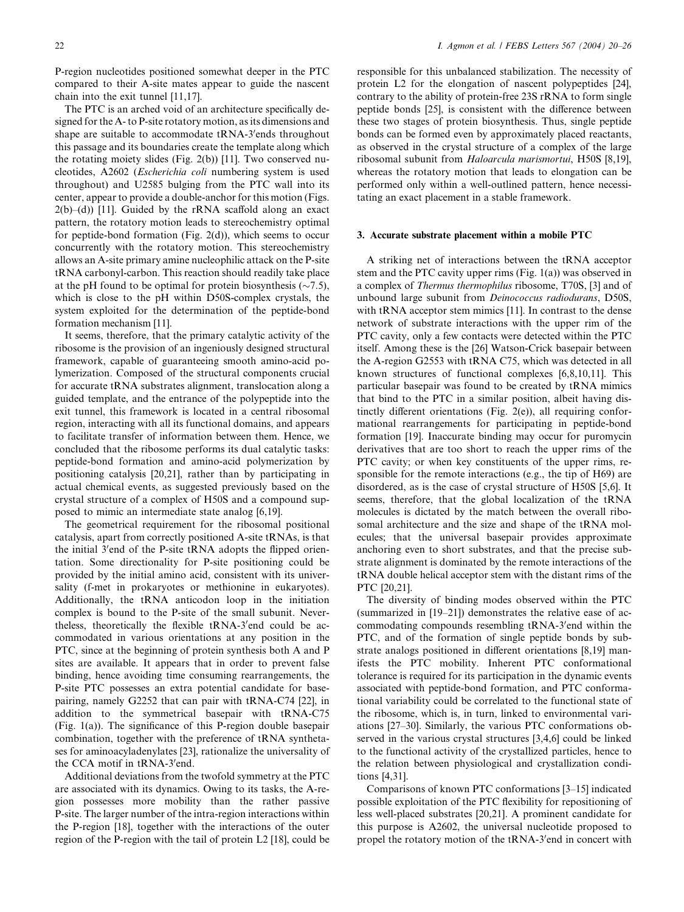P-region nucleotides positioned somewhat deeper in the PTC compared to their A-site mates appear to guide the nascent chain into the exit tunnel [11,17].

The PTC is an arched void of an architecture specifically designed for the A- to P-site rotatory motion, as its dimensions and shape are suitable to accommodate tRNA-3′ends throughout this passage and its boundaries create the template along which the rotating moiety slides (Fig. 2(b)) [11]. Two conserved nucleotides, A2602 (*Escherichia coli* numbering system is used throughout) and U2585 bulging from the PTC wall into its center, appear to provide a double-anchor for this motion (Figs. 2(b)–(d)) [11]. Guided by the rRNA scaffold along an exact pattern, the rotatory motion leads to stereochemistry optimal for peptide-bond formation (Fig. 2(d)), which seems to occur concurrently with the rotatory motion. This stereochemistry allows an A-site primary amine nucleophilic attack on the P-site tRNA carbonyl-carbon. This reaction should readily take place at the pH found to be optimal for protein biosynthesis (~7.5), which is close to the pH within D50S-complex crystals, the system exploited for the determination of the peptide-bond formation mechanism [11].

It seems, therefore, that the primary catalytic activity of the ribosome is the provision of an ingeniously designed structural framework, capable of guaranteeing smooth amino-acid polymerization. Composed of the structural components crucial for accurate tRNA substrates alignment, translocation along a guided template, and the entrance of the polypeptide into the exit tunnel, this framework is located in a central ribosomal region, interacting with all its functional domains, and appears to facilitate transfer of information between them. Hence, we concluded that the ribosome performs its dual catalytic tasks: peptide-bond formation and amino-acid polymerization by positioning catalysis [20,21], rather than by participating in actual chemical events, as suggested previously based on the crystal structure of a complex of H50S and a compound supposed to mimic an intermediate state analog [6,19].

The geometrical requirement for the ribosomal positional catalysis, apart from correctly positioned A-site tRNAs, is that the initial 3′end of the P-site tRNA adopts the flipped orientation. Some directionality for P-site positioning could be provided by the initial amino acid, consistent with its universality (f-met in prokaryotes or methionine in eukaryotes). Additionally, the tRNA anticodon loop in the initiation complex is bound to the P-site of the small subunit. Nevertheless, theoretically the flexible tRNA-3′end could be accommodated in various orientations at any position in the PTC, since at the beginning of protein synthesis both A and P sites are available. It appears that in order to prevent false binding, hence avoiding time consuming rearrangements, the P-site PTC possesses an extra potential candidate for basepairing, namely G2252 that can pair with tRNA-C74 [22], in addition to the symmetrical basepair with tRNA-C75 (Fig. 1(a)). The significance of this P-region double basepair combination, together with the preference of tRNA synthetases for aminoacyladenylates [23], rationalize the universality of the CCA motif in tRNA-3′end.

Additional deviations from the twofold symmetry at the PTC are associated with its dynamics. Owing to its tasks, the A-region possesses more mobility than the rather passive P-site. The larger number of the intra-region interactions within the P-region [18], together with the interactions of the outer region of the P-region with the tail of protein L2 [18], could be responsible for this unbalanced stabilization. The necessity of protein L2 for the elongation of nascent polypeptides [24], contrary to the ability of protein-free 23S rRNA to form single peptide bonds [25], is consistent with the difference between these two stages of protein biosynthesis. Thus, single peptide bonds can be formed even by approximately placed reactants, as observed in the crystal structure of a complex of the large ribosomal subunit from *Haloarcula marismortui*, H50S [8,19], whereas the rotatory motion that leads to elongation can be performed only within a well-outlined pattern, hence necessitating an exact placement in a stable framework.

## 3. Accurate substrate placement within a mobile PTC

A striking net of interactions between the tRNA acceptor stem and the PTC cavity upper rims (Fig. 1(a)) was observed in a complex of *Thermus thermophilus* ribosome, T70S, [3] and of unbound large subunit from *Deinococcus radiodurans*, D50S, with tRNA acceptor stem mimics [11]. In contrast to the dense network of substrate interactions with the upper rim of the PTC cavity, only a few contacts were detected within the PTC itself. Among these is the [26] Watson-Crick basepair between the A-region G2553 with tRNA C75, which was detected in all known structures of functional complexes [6,8,10,11]. This particular basepair was found to be created by tRNA mimics that bind to the PTC in a similar position, albeit having distinctly different orientations (Fig. 2(e)), all requiring conformational rearrangements for participating in peptide-bond formation [19]. Inaccurate binding may occur for puromycin derivatives that are too short to reach the upper rims of the PTC cavity; or when key constituents of the upper rims, responsible for the remote interactions (e.g., the tip of H69) are disordered, as is the case of crystal structure of H50S [5,6]. It seems, therefore, that the global localization of the tRNA molecules is dictated by the match between the overall ribosomal architecture and the size and shape of the tRNA molecules; that the universal basepair provides approximate anchoring even to short substrates, and that the precise substrate alignment is dominated by the remote interactions of the tRNA double helical acceptor stem with the distant rims of the PTC [20,21].

The diversity of binding modes observed within the PTC (summarized in [19–21]) demonstrates the relative ease of accommodating compounds resembling tRNA-3′end within the PTC, and of the formation of single peptide bonds by substrate analogs positioned in different orientations [8,19] manifests the PTC mobility. Inherent PTC conformational tolerance is required for its participation in the dynamic events associated with peptide-bond formation, and PTC conformational variability could be correlated to the functional state of the ribosome, which is, in turn, linked to environmental variations [27–30]. Similarly, the various PTC conformations observed in the various crystal structures [3,4,6] could be linked to the functional activity of the crystallized particles, hence to the relation between physiological and crystallization conditions [4,31].

Comparisons of known PTC conformations [3–15] indicated possible exploitation of the PTC flexibility for repositioning of less well-placed substrates [20,21]. A prominent candidate for this purpose is A2602, the universal nucleotide proposed to propel the rotatory motion of the tRNA-3′end in concert with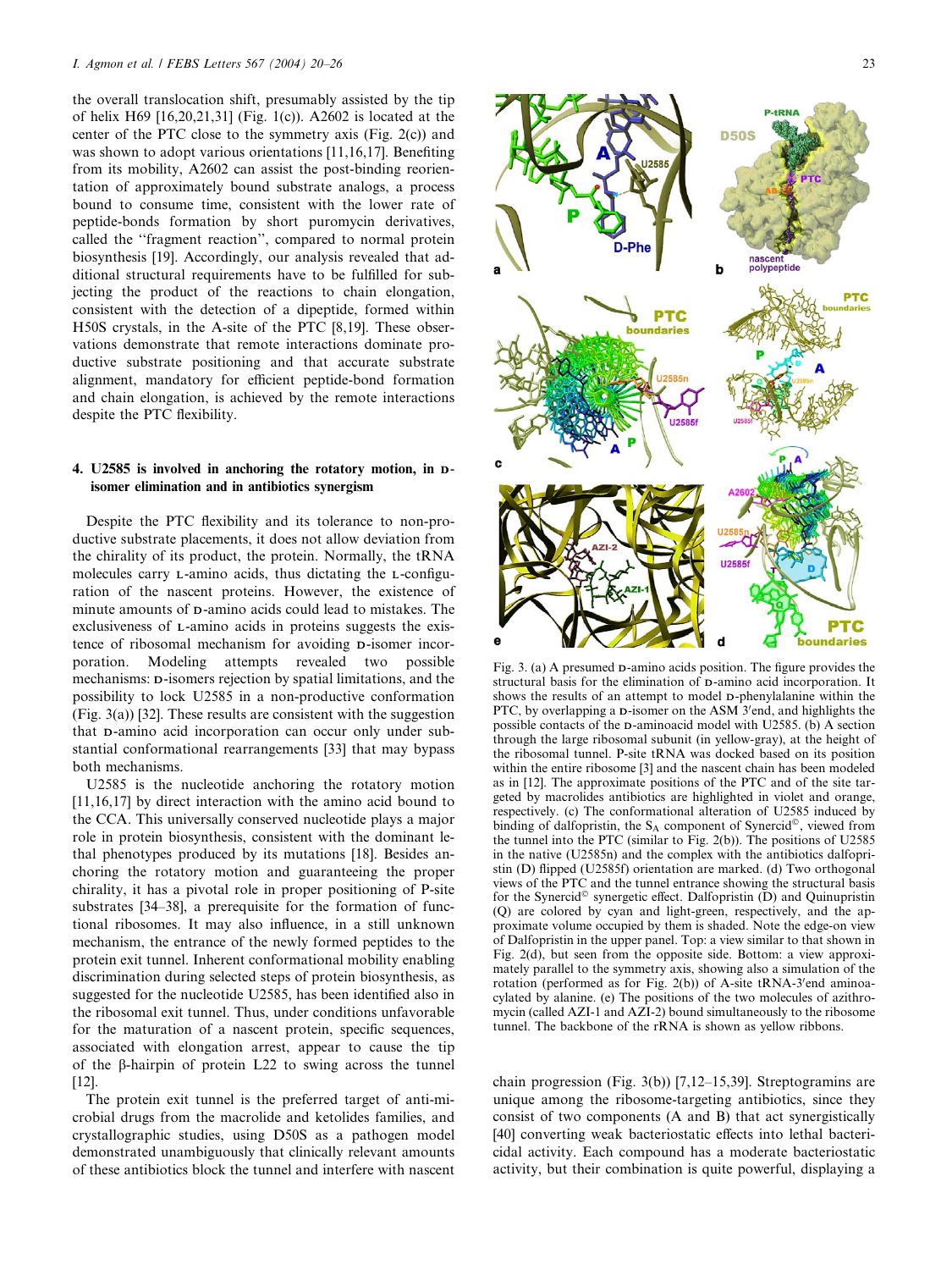the overall translocation shift, presumably assisted by the tip of helix H69 [16,20,21,31] (Fig. 1(c)). A2602 is located at the center of the PTC close to the symmetry axis (Fig. 2(c)) and was shown to adopt various orientations [11,16,17]. Benefiting from its mobility, A2602 can assist the post-binding reorientation of approximately bound substrate analogs, a process bound to consume time, consistent with the lower rate of peptide-bonds formation by short puromycin derivatives, called the "fragment reaction", compared to normal protein biosynthesis [19]. Accordingly, our analysis revealed that additional structural requirements have to be fulfilled for subjecting the product of the reactions to chain elongation, consistent with the detection of a dipeptide, formed within H50S crystals, in the A-site of the PTC [8,19]. These observations demonstrate that remote interactions dominate productive substrate positioning and that accurate substrate alignment, mandatory for efficient peptide-bond formation and chain elongation, is achieved by the remote interactions despite the PTC flexibility.

## 4. U2585 is involved in anchoring the rotatory motion, in D-isomer elimination and in antibiotics synergism

Despite the PTC flexibility and its tolerance to non-productive substrate placements, it does not allow deviation from the chirality of its product, the protein. Normally, the tRNA molecules carry L-amino acids, thus dictating the L-configuration of the nascent proteins. However, the existence of minute amounts of D-amino acids could lead to mistakes. The exclusiveness of L-amino acids in proteins suggests the existence of ribosomal mechanism for avoiding D-isomer incorporation. Modeling attempts revealed two possible mechanisms: D-isomers rejection by spatial limitations, and the possibility to lock U2585 in a non-productive conformation (Fig. 3(a)) [32]. These results are consistent with the suggestion that D-amino acid incorporation can occur only under substantial conformational rearrangements [33] that may bypass both mechanisms.

U2585 is the nucleotide anchoring the rotatory motion [11,16,17] by direct interaction with the amino acid bound to the CCA. This universally conserved nucleotide plays a major role in protein biosynthesis, consistent with the dominant lethal phenotypes produced by its mutations [18]. Besides anchoring the rotatory motion and guaranteeing the proper chirality, it has a pivotal role in proper positioning of P-site substrates [34–38], a prerequisite for the formation of functional ribosomes. It may also influence, in a still unknown mechanism, the entrance of the newly formed peptides to the protein exit tunnel. Inherent conformational mobility enabling discrimination during selected steps of protein biosynthesis, as suggested for the nucleotide U2585, has been identified also in the ribosomal exit tunnel. Thus, under conditions unfavorable for the maturation of a nascent protein, specific sequences, associated with elongation arrest, appear to cause the tip of the β-hairpin of protein L22 to swing across the tunnel [12].

The protein exit tunnel is the preferred target of anti-microbial drugs from the macrolide and ketolides families, and crystallographic studies, using D50S as a pathogen model demonstrated unambiguously that clinically relevant amounts of these antibiotics block the tunnel and interfere with nascent chain progression (Fig. 3(b)) [7,12–15,39]. Streptogramins are unique among the ribosome-targeting antibiotics, since they consist of two components (A and B) that act synergistically [40] converting weak bacteriostatic effects into lethal bactericidal activity. Each compound has a moderate bacteriostatic activity, but their combination is quite powerful, displaying a

Fig. 3. (a) A presumed D-amino acids position. The figure provides the structural basis for the elimination of D-amino acid incorporation. It shows the results of an attempt to model D-phenylalanine within the PTC, by overlapping a D-isomer on the ASM 3′end, and highlights the possible contacts of the D-aminoacid model with U2585. (b) A section through the large ribosomal subunit (in yellow-gray), at the height of the ribosomal tunnel. P-site tRNA was docked based on its position within the entire ribosome [3] and the nascent chain has been modeled as in [12]. The approximate positions of the PTC and of the site targeted by macrolides antibiotics are highlighted in violet and orange, respectively. (c) The conformational alteration of U2585 induced by binding of dalfopristin, the $S_A$ component of Synercid©, viewed from the tunnel into the PTC (similar to Fig. 2(b)). The positions of U2585 in the native (U2585n) and the complex with the antibiotics dalfopristin (D) flipped (U2585f) orientation are marked. (d) Two orthogonal views of the PTC and the tunnel entrance showing the structural basis for the Synercid© synergetic effect. Dalfopristin (D) and Quinupristin (Q) are colored by cyan and light-green, respectively, and the approximate volume occupied by them is shaded. Note the edge-on view of Dalfopristin in the upper panel. Top: a view similar to that shown in Fig. 2(d), but seen from the opposite side. Bottom: a view approximately parallel to the symmetry axis, showing also a simulation of the rotation (performed as for Fig. 2(b)) of A-site tRNA-3′end aminoacylated by alanine. (e) The positions of the two molecules of azithromycin (called AZI-1 and AZI-2) bound simultaneously to the ribosome tunnel. The backbone of the rRNA is shown as yellow ribbons.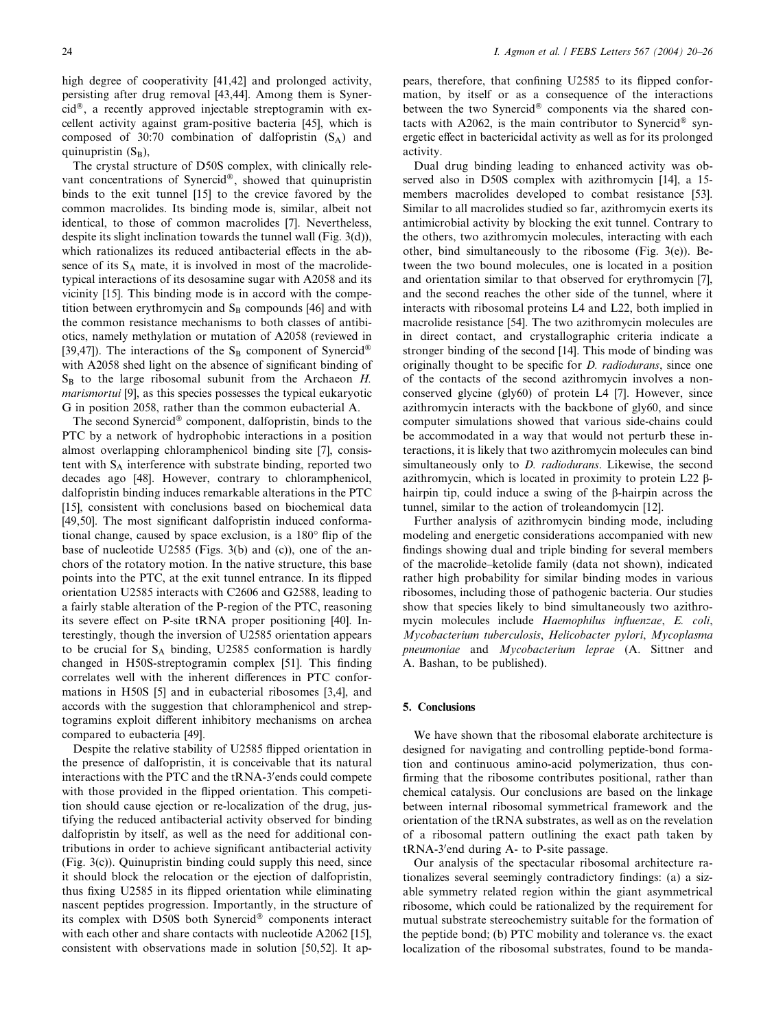high degree of cooperativity [41,42] and prolonged activity, persisting after drug removal [43,44]. Among them is Synercid®, a recently approved injectable streptogramin with excellent activity against gram-positive bacteria [45], which is composed of 30:70 combination of dalfopristin ($S_A$) and quinupristin ($S_B$),

The crystal structure of D50S complex, with clinically relevant concentrations of Synercid®, showed that quinupristin binds to the exit tunnel [15] to the crevice favored by the common macrolides. Its binding mode is, similar, albeit not identical, to those of common macrolides [7]. Nevertheless, despite its slight inclination towards the tunnel wall (Fig. 3(d)), which rationalizes its reduced antibacterial effects in the absence of its $S_A$ mate, it is involved in most of the macrolide-typical interactions of its desosamine sugar with A2058 and its vicinity [15]. This binding mode is in accord with the competition between erythromycin and $S_B$ compounds [46] and with the common resistance mechanisms to both classes of antibiotics, namely methylation or mutation of A2058 (reviewed in [39,47]). The interactions of the $S_B$ component of Synercid® with A2058 shed light on the absence of significant binding of $S_B$ to the large ribosomal subunit from the Archaeon *H. marismortui* [9], as this species possesses the typical eukaryotic G in position 2058, rather than the common eubacterial A.

The second Synercid® component, dalfopristin, binds to the PTC by a network of hydrophobic interactions in a position almost overlapping chloramphenicol binding site [7], consistent with $S_A$ interference with substrate binding, reported two decades ago [48]. However, contrary to chloramphenicol, dalfopristin binding induces remarkable alterations in the PTC [15], consistent with conclusions based on biochemical data [49,50]. The most significant dalfopristin induced conformational change, caused by space exclusion, is a 180° flip of the base of nucleotide U2585 (Figs. 3(b) and (c)), one of the anchors of the rotatory motion. In the native structure, this base points into the PTC, at the exit tunnel entrance. In its flipped orientation U2585 interacts with C2606 and G2588, leading to a fairly stable alteration of the P-region of the PTC, reasoning its severe effect on P-site tRNA proper positioning [40]. Interestingly, though the inversion of U2585 orientation appears to be crucial for $S_A$ binding, U2585 conformation is hardly changed in H50S-streptogramin complex [51]. This finding correlates well with the inherent differences in PTC conformations in H50S [5] and in eubacterial ribosomes [3,4], and accords with the suggestion that chloramphenicol and streptogramins exploit different inhibitory mechanisms on archea compared to eubacteria [49].

Despite the relative stability of U2585 flipped orientation in the presence of dalfopristin, it is conceivable that its natural interactions with the PTC and the tRNA-3′ends could compete with those provided in the flipped orientation. This competition should cause ejection or re-localization of the drug, justifying the reduced antibacterial activity observed for binding dalfopristin by itself, as well as the need for additional contributions in order to achieve significant antibacterial activity (Fig. 3(c)). Quinupristin binding could supply this need, since it should block the relocation or the ejection of dalfopristin, thus fixing U2585 in its flipped orientation while eliminating nascent peptides progression. Importantly, in the structure of its complex with D50S both Synercid® components interact with each other and share contacts with nucleotide A2062 [15], consistent with observations made in solution [50,52]. It appears, therefore, that confining U2585 to its flipped conformation, by itself or as a consequence of the interactions between the two Synercid® components via the shared contacts with A2062, is the main contributor to Synercid® synergetic effect in bactericidal activity as well as for its prolonged activity.

Dual drug binding leading to enhanced activity was observed also in D50S complex with azithromycin [14], a 15-members macrolides developed to combat resistance [53]. Similar to all macrolides studied so far, azithromycin exerts its antimicrobial activity by blocking the exit tunnel. Contrary to the others, two azithromycin molecules, interacting with each other, bind simultaneously to the ribosome (Fig. 3(e)). Between the two bound molecules, one is located in a position and orientation similar to that observed for erythromycin [7], and the second reaches the other side of the tunnel, where it interacts with ribosomal proteins L4 and L22, both implied in macrolide resistance [54]. The two azithromycin molecules are in direct contact, and crystallographic criteria indicate a stronger binding of the second [14]. This mode of binding was originally thought to be specific for *D. radiodurans*, since one of the contacts of the second azithromycin involves a non-conserved glycine (gly60) of protein L4 [7]. However, since azithromycin interacts with the backbone of gly60, and since computer simulations showed that various side-chains could be accommodated in a way that would not perturb these interactions, it is likely that two azithromycin molecules can bind simultaneously only to *D. radiodurans*. Likewise, the second azithromycin, which is located in proximity to protein L22 β-hairpin tip, could induce a swing of the β-hairpin across the tunnel, similar to the action of troleandomycin [12].

Further analysis of azithromycin binding mode, including modeling and energetic considerations accompanied with new findings showing dual and triple binding for several members of the macrolide–ketolide family (data not shown), indicated rather high probability for similar binding modes in various ribosomes, including those of pathogenic bacteria. Our studies show that species likely to bind simultaneously two azithromycin molecules include *Haemophilus influenzae*, *E. coli*, *Mycobacterium tuberculosis*, *Helicobacter pylori*, *Mycoplasma pneumoniae* and *Mycobacterium leprae* (A. Sittner and A. Bashan, to be published).

## 5. Conclusions

We have shown that the ribosomal elaborate architecture is designed for navigating and controlling peptide-bond formation and continuous amino-acid polymerization, thus confirming that the ribosome contributes positional, rather than chemical catalysis. Our conclusions are based on the linkage between internal ribosomal symmetrical framework and the orientation of the tRNA substrates, as well as on the revelation of a ribosomal pattern outlining the exact path taken by tRNA-3′end during A- to P-site passage.

Our analysis of the spectacular ribosomal architecture rationalizes several seemingly contradictory findings: (a) a sizable symmetry related region within the giant asymmetrical ribosome, which could be rationalized by the requirement for mutual substrate stereochemistry suitable for the formation of the peptide bond; (b) PTC mobility and tolerance vs. the exact localization of the ribosomal substrates, found to be manda-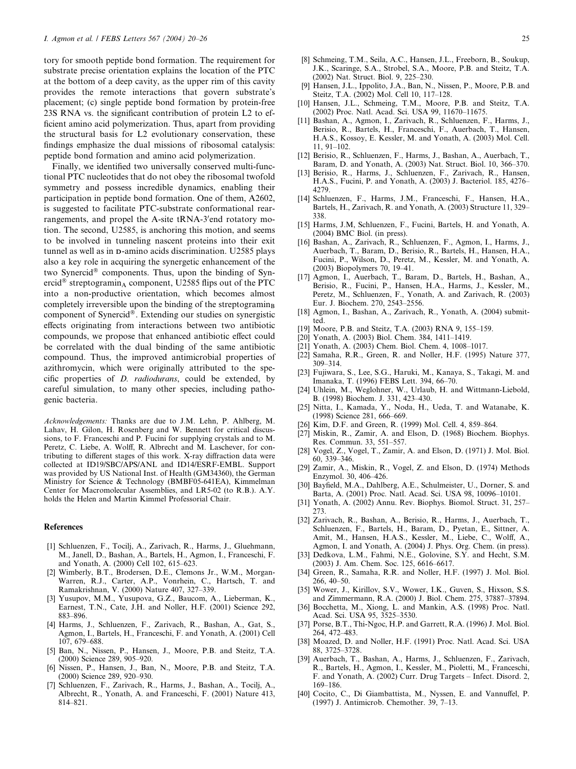tory for smooth peptide bond formation. The requirement for substrate precise orientation explains the location of the PTC at the bottom of a deep cavity, as the upper rim of this cavity provides the remote interactions that govern substrate's placement; (c) single peptide bond formation by protein-free 23S RNA vs. the significant contribution of protein L2 to efficient amino acid polymerization. Thus, apart from providing the structural basis for L2 evolutionary conservation, these findings emphasize the dual missions of ribosomal catalysis: peptide bond formation and amino acid polymerization.

Finally, we identified two universally conserved multi-functional PTC nucleotides that do not obey the ribosomal twofold symmetry and possess incredible dynamics, enabling their participation in peptide bond formation. One of them, A2602, is suggested to facilitate PTC-substrate conformational rearrangements, and propel the A-site tRNA-3′end rotatory motion. The second, U2585, is anchoring this motion, and seems to be involved in tunneling nascent proteins into their exit tunnel as well as in D-amino acids discrimination. U2585 plays also a key role in acquiring the synergetic enhancement of the two Synercid® components. Thus, upon the binding of Synercid® streptogramin$_A$ component, U2585 flips out of the PTC into a non-productive orientation, which becomes almost completely irreversible upon the binding of the streptogramin$_B$ component of Synercid®. Extending our studies on synergistic effects originating from interactions between two antibiotic compounds, we propose that enhanced antibiotic effect could be correlated with the dual binding of the same antibiotic compound. Thus, the improved antimicrobial properties of azithromycin, which were originally attributed to the specific properties of *D. radiodurans*, could be extended, by careful simulation, to many other species, including pathogenic bacteria.

*Acknowledgements:* Thanks are due to J.M. Lehn, P. Ahlberg, M. Lahav, H. Gilon, H. Rosenberg and W. Bennett for critical discussions, to F. Franceschi and P. Fucini for supplying crystals and to M. Peretz, C. Liebe, A. Wolff, R. Albrecht and M. Laschever, for contributing to different stages of this work. X-ray diffraction data were collected at ID19/SBC/APS/ANL and ID14/ESRF-EMBL. Support was provided by US National Inst. of Health (GM34360), the German Ministry for Science & Technology (BMBF05-641EA), Kimmelman Center for Macromolecular Assemblies, and LR5-02 (to R.B.). A.Y. holds the Helen and Martin Kimmel Professorial Chair.

## References

[1] Schluenzen, F., Tocilj, A., Zarivach, R., Harms, J., Gluehmann, M., Janell, D., Bashan, A., Bartels, H., Agmon, I., Franceschi, F. and Yonath, A. (2000) Cell 102, 615–623.

[2] Wimberly, B.T., Brodersen, D.E., Clemons Jr., W.M., Morgan-Warren, R.J., Carter, A.P., Vonrhein, C., Hartsch, T. and Ramakrishnan, V. (2000) Nature 407, 327–339.

[3] Yusupov, M.M., Yusupova, G.Z., Baucom, A., Lieberman, K., Earnest, T.N., Cate, J.H. and Noller, H.F. (2001) Science 292, 883–896.

[4] Harms, J., Schluenzen, F., Zarivach, R., Bashan, A., Gat, S., Agmon, I., Bartels, H., Franceschi, F. and Yonath, A. (2001) Cell 107, 679–688.

[5] Ban, N., Nissen, P., Hansen, J., Moore, P.B. and Steitz, T.A. (2000) Science 289, 905–920.

[6] Nissen, P., Hansen, J., Ban, N., Moore, P.B. and Steitz, T.A. (2000) Science 289, 920–930.

[7] Schluenzen, F., Zarivach, R., Harms, J., Bashan, A., Tocilj, A., Albrecht, R., Yonath, A. and Franceschi, F. (2001) Nature 413, 814–821.

[8] Schmeing, T.M., Seila, A.C., Hansen, J.L., Freeborn, B., Soukup, J.K., Scaringe, S.A., Strobel, S.A., Moore, P.B. and Steitz, T.A. (2002) Nat. Struct. Biol. 9, 225–230.

[9] Hansen, J.L., Ippolito, J.A., Ban, N., Nissen, P., Moore, P.B. and Steitz, T.A. (2002) Mol. Cell 10, 117–128.

[10] Hansen, J.L., Schmeing, T.M., Moore, P.B. and Steitz, T.A. (2002) Proc. Natl. Acad. Sci. USA 99, 11670–11675.

[11] Bashan, A., Agmon, I., Zarivach, R., Schluenzen, F., Harms, J., Berisio, R., Bartels, H., Franceschi, F., Auerbach, T., Hansen, H.A.S., Kossoy, E. Kessler, M. and Yonath, A. (2003) Mol. Cell. 11, 91–102.

[12] Berisio, R., Schluenzen, F., Harms, J., Bashan, A., Auerbach, T., Baram, D. and Yonath, A. (2003) Nat. Struct. Biol. 10, 366–370.

[13] Berisio, R., Harms, J., Schluenzen, F., Zarivach, R., Hansen, H.A.S., Fucini, P. and Yonath, A. (2003) J. Bacteriol. 185, 4276–4279.

[14] Schluenzen, F., Harms, J.M., Franceschi, F., Hansen, H.A., Bartels, H., Zarivach, R. and Yonath, A. (2003) Structure 11, 329–338.

[15] Harms, J.M, Schluenzen, F., Fucini, Bartels, H. and Yonath, A. (2004) BMC Biol. (in press).

[16] Bashan, A., Zarivach, R., Schluenzen, F., Agmon, I., Harms, J., Auerbach, T., Baram, D., Berisio, R., Bartels, H., Hansen, H.A., Fucini, P., Wilson, D., Peretz, M., Kessler, M. and Yonath, A. (2003) Biopolymers 70, 19–41.

[17] Agmon, I., Auerbach, T., Baram, D., Bartels, H., Bashan, A., Berisio, R., Fucini, P., Hansen, H.A., Harms, J., Kessler, M., Peretz, M., Schluenzen, F., Yonath, A. and Zarivach, R. (2003) Eur. J. Biochem. 270, 2543–2556.

[18] Agmon, I., Bashan, A., Zarivach, R., Yonath, A. (2004) submitted.

[19] Moore, P.B. and Steitz, T.A. (2003) RNA 9, 155–159.

[20] Yonath, A. (2003) Biol. Chem. 384, 1411–1419.

[21] Yonath, A. (2003) Chem. Biol. Chem. 4, 1008–1017.

[22] Samaha, R.R., Green, R. and Noller, H.F. (1995) Nature 377, 309–314.

[23] Fujiwara, S., Lee, S.G., Haruki, M., Kanaya, S., Takagi, M. and Imanaka, T. (1996) FEBS Lett. 394, 66–70.

[24] Uhlein, M., Weglohner, W., Urlaub, H. and Wittmann-Liebold, B. (1998) Biochem. J. 331, 423–430.

[25] Nitta, I., Kamada, Y., Noda, H., Ueda, T. and Watanabe, K. (1998) Science 281, 666–669.

[26] Kim, D.F. and Green, R. (1999) Mol. Cell. 4, 859–864.

[27] Miskin, R., Zamir, A. and Elson, D. (1968) Biochem. Biophys. Res. Commun. 33, 551–557.

[28] Vogel, Z., Vogel, T., Zamir, A. and Elson, D. (1971) J. Mol. Biol. 60, 339–346.

[29] Zamir, A., Miskin, R., Vogel, Z. and Elson, D. (1974) Methods Enzymol. 30, 406–426.

[30] Bayfield, M.A., Dahlberg, A.E., Schulmeister, U., Dorner, S. and Barta, A. (2001) Proc. Natl. Acad. Sci. USA 98, 10096–10101.

[31] Yonath, A. (2002) Annu. Rev. Biophys. Biomol. Struct. 31, 257–273.

[32] Zarivach, R., Bashan, A., Berisio, R., Harms, J., Auerbach, T., Schluenzen, F., Bartels, H., Baram, D., Pyetan, E., Sittner, A. Amit, M., Hansen, H.A.S., Kessler, M., Liebe, C., Wolff, A., Agmon, I. and Yonath, A. (2004) J. Phys. Org. Chem. (in press).

[33] Dedkova, L.M., Fahmi, N.E., Golovine, S.Y. and Hecht, S.M. (2003) J. Am. Chem. Soc. 125, 6616–6617.

[34] Green, R., Samaha, R.R. and Noller, H.F. (1997) J. Mol. Biol. 266, 40–50.

[35] Wower, J., Kirillov, S.V., Wower, I.K., Guven, S., Hixson, S.S. and Zimmermann, R.A. (2000) J. Biol. Chem. 275, 37887–37894.

[36] Bocchetta, M., Xiong, L. and Mankin, A.S. (1998) Proc. Natl. Acad. Sci. USA 95, 3525–3530.

[37] Porse, B.T., Thi-Ngoc, H.P. and Garrett, R.A. (1996) J. Mol. Biol. 264, 472–483.

[38] Moazed, D. and Noller, H.F. (1991) Proc. Natl. Acad. Sci. USA 88, 3725–3728.

[39] Auerbach, T., Bashan, A., Harms, J., Schluenzen, F., Zarivach, R., Bartels, H., Agmon, I., Kessler, M., Pioletti, M., Franceschi, F. and Yonath, A. (2002) Curr. Drug Targets – Infect. Disord. 2, 169–186.

[40] Cocito, C., Di Giambattista, M., Nyssen, E. and Vannuffel, P. (1997) J. Antimicrob. Chemother. 39, 7–13.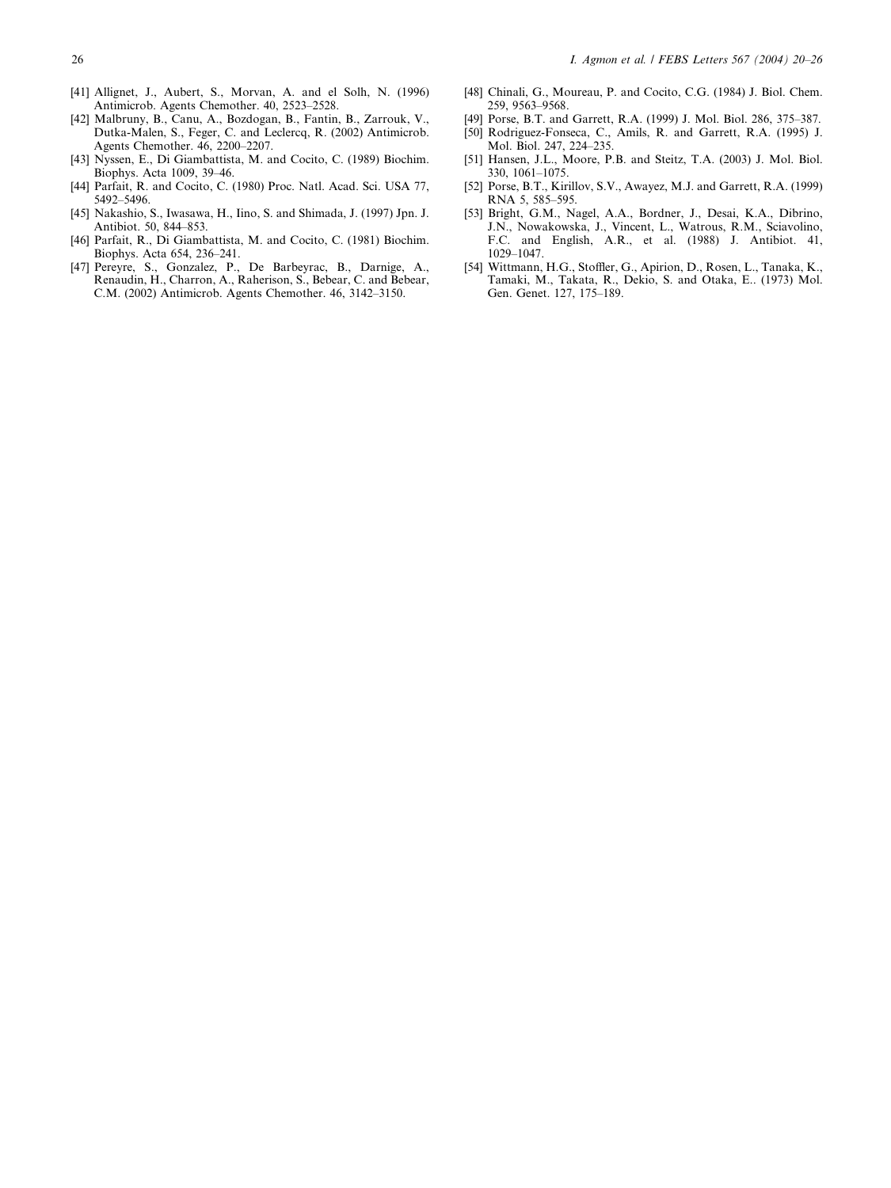[41] Allignet, J., Aubert, S., Morvan, A. and el Solh, N. (1996) Antimicrob. Agents Chemother. 40, 2523–2528.

[42] Malbruny, B., Canu, A., Bozdogan, B., Fantin, B., Zarrouk, V., Dutka-Malen, S., Feger, C. and Leclercq, R. (2002) Antimicrob. Agents Chemother. 46, 2200–2207.

[43] Nyssen, E., Di Giambattista, M. and Cocito, C. (1989) Biochim. Biophys. Acta 1009, 39–46.

[44] Parfait, R. and Cocito, C. (1980) Proc. Natl. Acad. Sci. USA 77, 5492–5496.

[45] Nakashio, S., Iwasawa, H., Iino, S. and Shimada, J. (1997) Jpn. J. Antibiot. 50, 844–853.

[46] Parfait, R., Di Giambattista, M. and Cocito, C. (1981) Biochim. Biophys. Acta 654, 236–241.

[47] Pereyre, S., Gonzalez, P., De Barbeyrac, B., Darnige, A., Renaudin, H., Charron, A., Raherison, S., Bebear, C. and Bebear, C.M. (2002) Antimicrob. Agents Chemother. 46, 3142–3150.

[48] Chinali, G., Moureau, P. and Cocito, C.G. (1984) J. Biol. Chem. 259, 9563–9568.

[49] Porse, B.T. and Garrett, R.A. (1999) J. Mol. Biol. 286, 375–387.

[50] Rodriguez-Fonseca, C., Amils, R. and Garrett, R.A. (1995) J. Mol. Biol. 247, 224–235.

[51] Hansen, J.L., Moore, P.B. and Steitz, T.A. (2003) J. Mol. Biol. 330, 1061–1075.

[52] Porse, B.T., Kirillov, S.V., Awayez, M.J. and Garrett, R.A. (1999) RNA 5, 585–595.

[53] Bright, G.M., Nagel, A.A., Bordner, J., Desai, K.A., Dibrino, J.N., Nowakowska, J., Vincent, L., Watrous, R.M., Sciavolino, F.C. and English, A.R., et al. (1988) J. Antibiot. 41, 1029–1047.

[54] Wittmann, H.G., Stoffler, G., Apirion, D., Rosen, L., Tanaka, K., Tamaki, M., Takata, R., Dekio, S. and Otaka, E.. (1973) Mol. Gen. Genet. 127, 175–189.